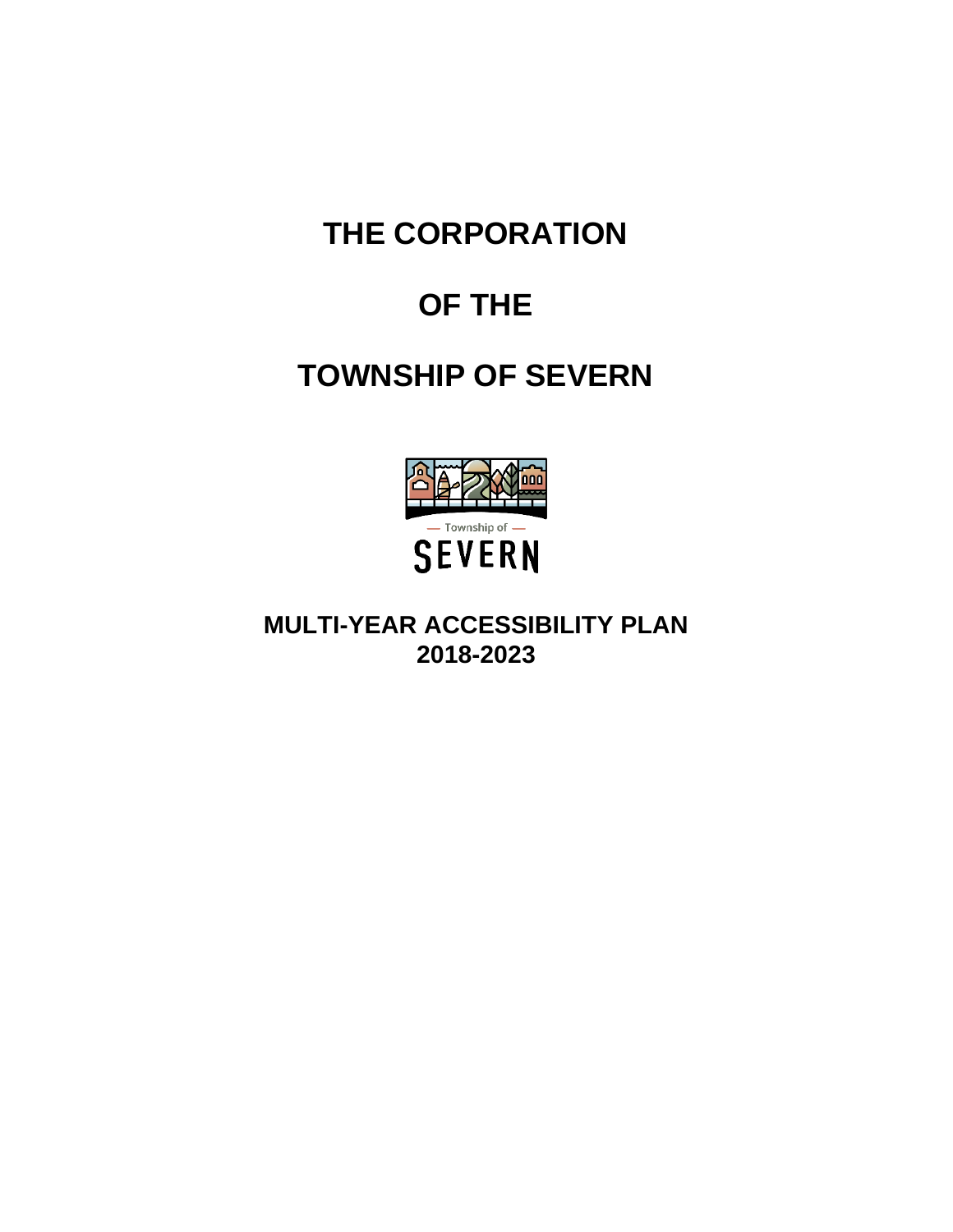# THE CORPORATION

# OF THE

# TOWNSHIP OF SEVERN

— Township of —

SEVERN

## MULTI-YEAR ACCESSIBILITY PLAN 2018-2023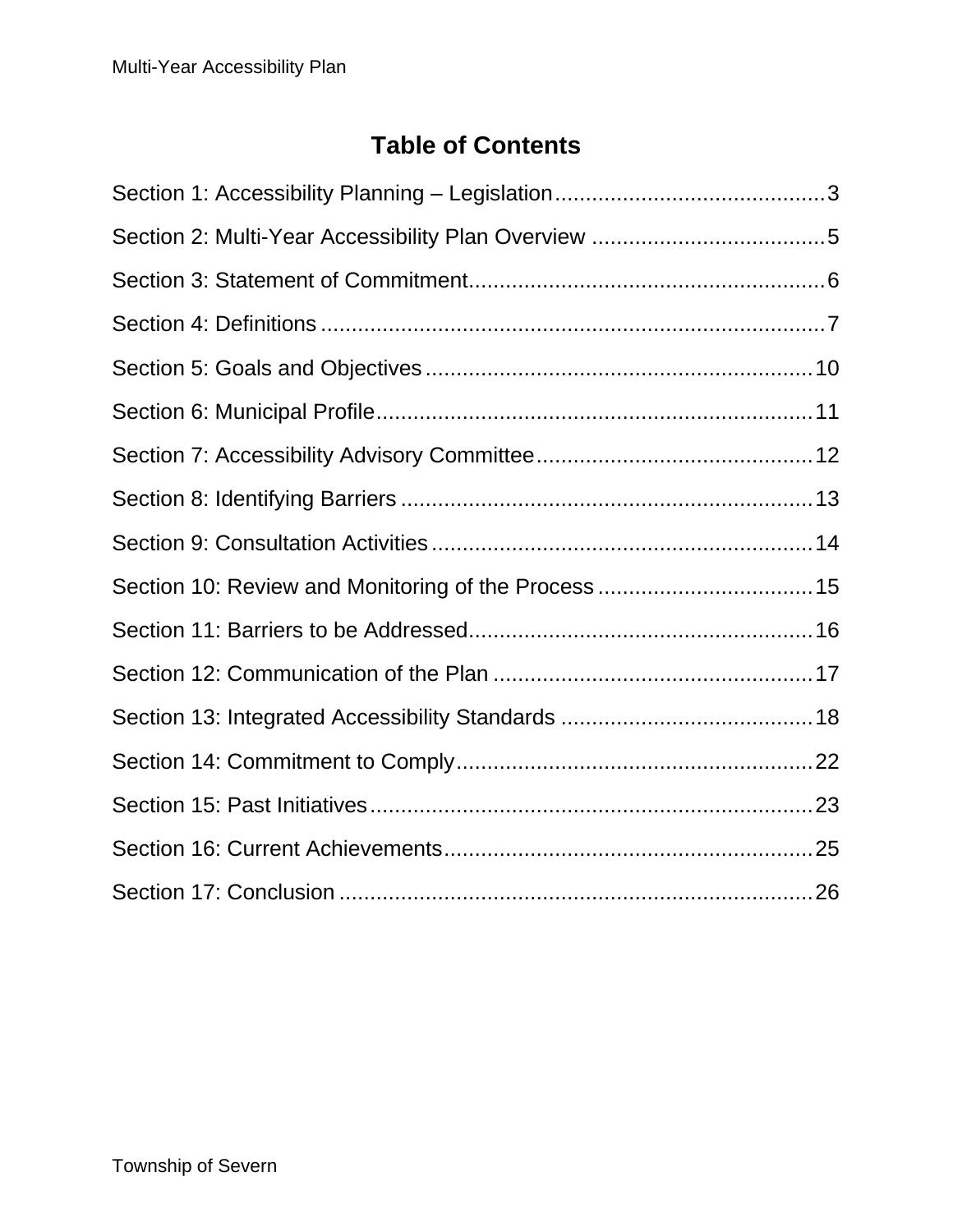# Table of Contents

Section 1: Accessibility Planning – Legislation ............................................ 3

Section 2: Multi-Year Accessibility Plan Overview ...................................... 5

Section 3: Statement of Commitment .......................................................... 6

Section 4: Definitions ................................................................................. 7

Section 5: Goals and Objectives ............................................................... 10

Section 6: Municipal Profile ....................................................................... 11

Section 7: Accessibility Advisory Committee ............................................. 12

Section 8: Identifying Barriers ................................................................... 13

Section 9: Consultation Activities .............................................................. 14

Section 10: Review and Monitoring of the Process ................................... 15

Section 11: Barriers to be Addressed ........................................................ 16

Section 12: Communication of the Plan .................................................... 17

Section 13: Integrated Accessibility Standards ......................................... 18

Section 14: Commitment to Comply .......................................................... 22

Section 15: Past Initiatives ........................................................................ 23

Section 16: Current Achievements ............................................................ 25

Section 17: Conclusion ............................................................................. 26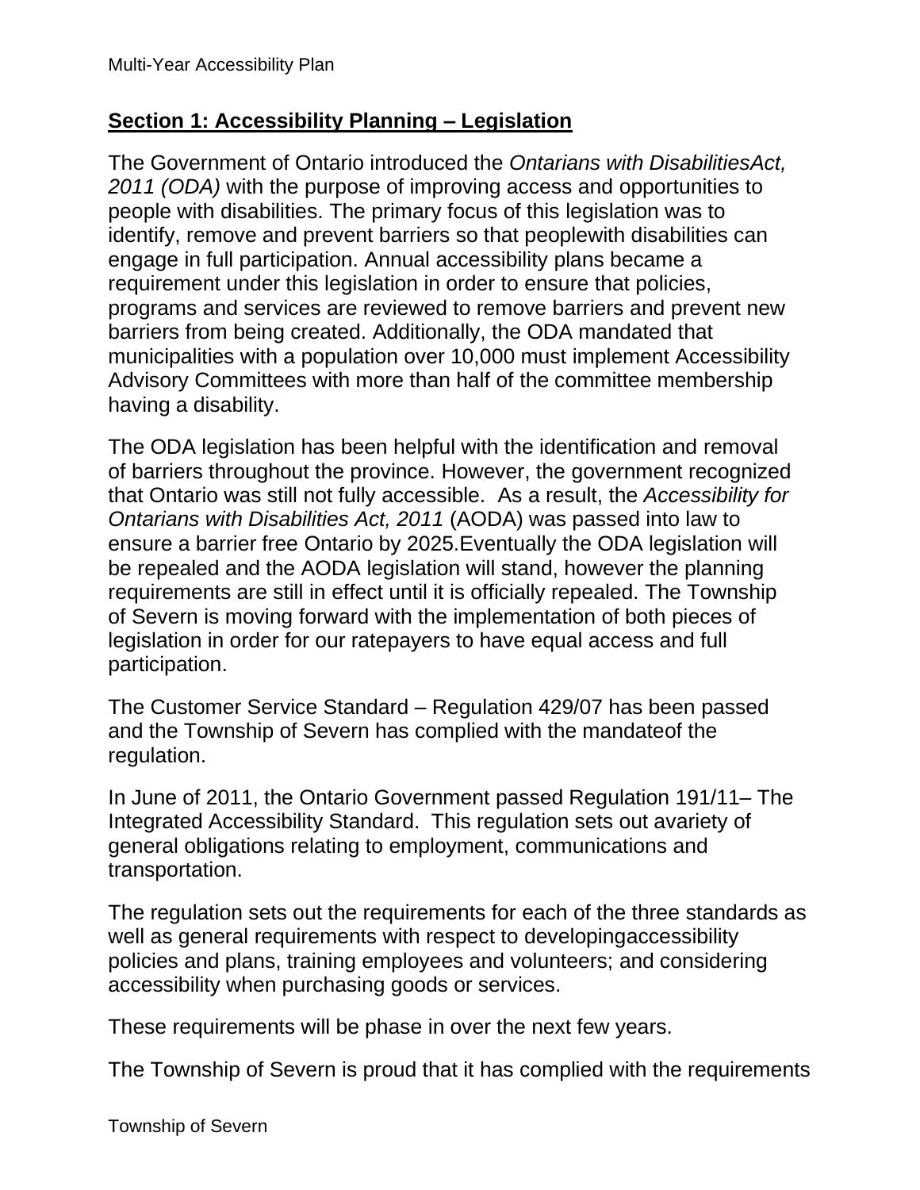## Section 1: Accessibility Planning – Legislation

The Government of Ontario introduced the *Ontarians with DisabilitiesAct, 2011 (ODA)* with the purpose of improving access and opportunities to people with disabilities. The primary focus of this legislation was to identify, remove and prevent barriers so that peoplewith disabilities can engage in full participation. Annual accessibility plans became a requirement under this legislation in order to ensure that policies, programs and services are reviewed to remove barriers and prevent new barriers from being created. Additionally, the ODA mandated that municipalities with a population over 10,000 must implement Accessibility Advisory Committees with more than half of the committee membership having a disability.

The ODA legislation has been helpful with the identification and removal of barriers throughout the province. However, the government recognized that Ontario was still not fully accessible. As a result, the *Accessibility for Ontarians with Disabilities Act, 2011* (AODA) was passed into law to ensure a barrier free Ontario by 2025.Eventually the ODA legislation will be repealed and the AODA legislation will stand, however the planning requirements are still in effect until it is officially repealed. The Township of Severn is moving forward with the implementation of both pieces of legislation in order for our ratepayers to have equal access and full participation.

The Customer Service Standard – Regulation 429/07 has been passed and the Township of Severn has complied with the mandateof the regulation.

In June of 2011, the Ontario Government passed Regulation 191/11– The Integrated Accessibility Standard. This regulation sets out avariety of general obligations relating to employment, communications and transportation.

The regulation sets out the requirements for each of the three standards as well as general requirements with respect to developingaccessibility policies and plans, training employees and volunteers; and considering accessibility when purchasing goods or services.

These requirements will be phase in over the next few years.

The Township of Severn is proud that it has complied with the requirements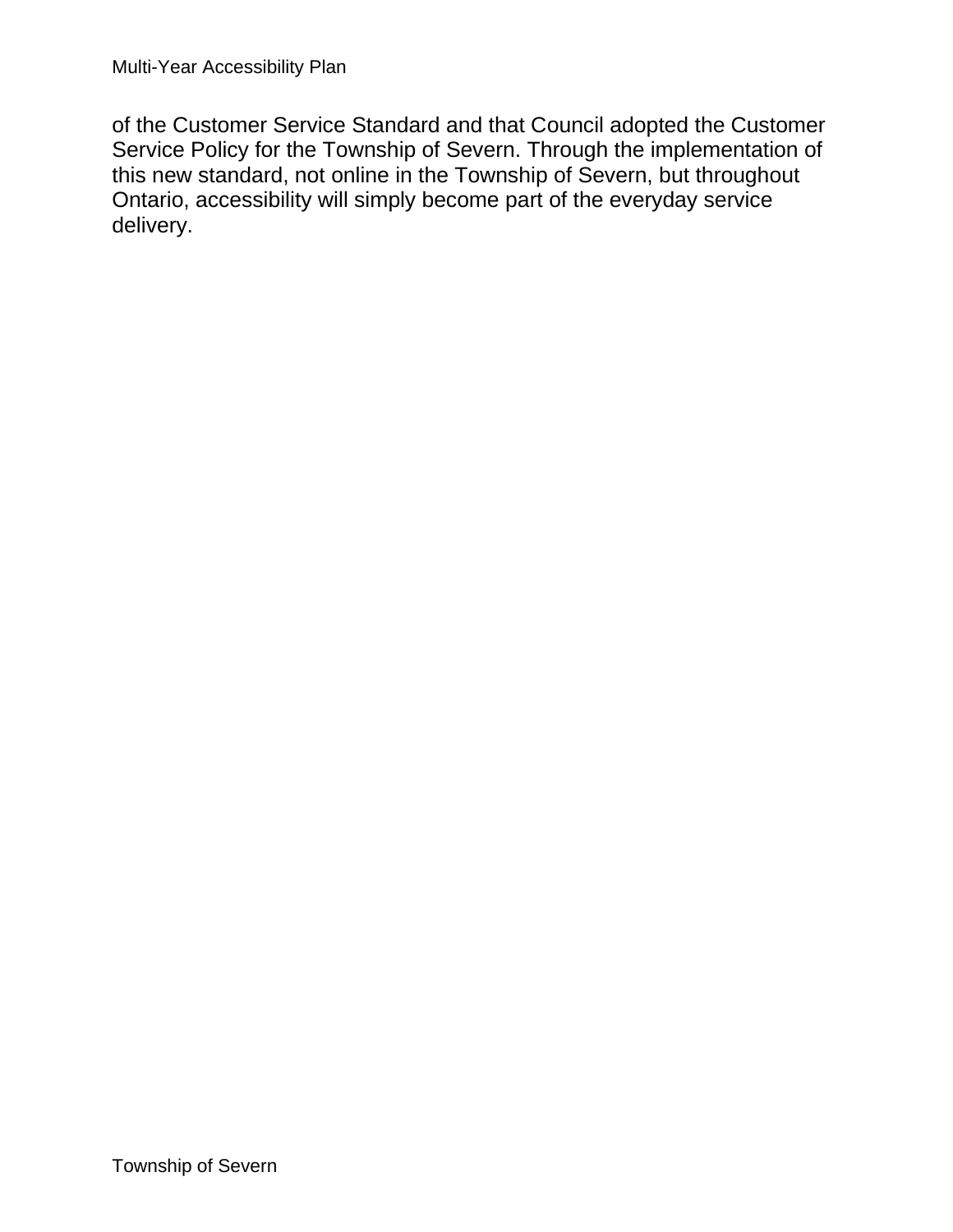of the Customer Service Standard and that Council adopted the Customer Service Policy for the Township of Severn. Through the implementation of this new standard, not online in the Township of Severn, but throughout Ontario, accessibility will simply become part of the everyday service delivery.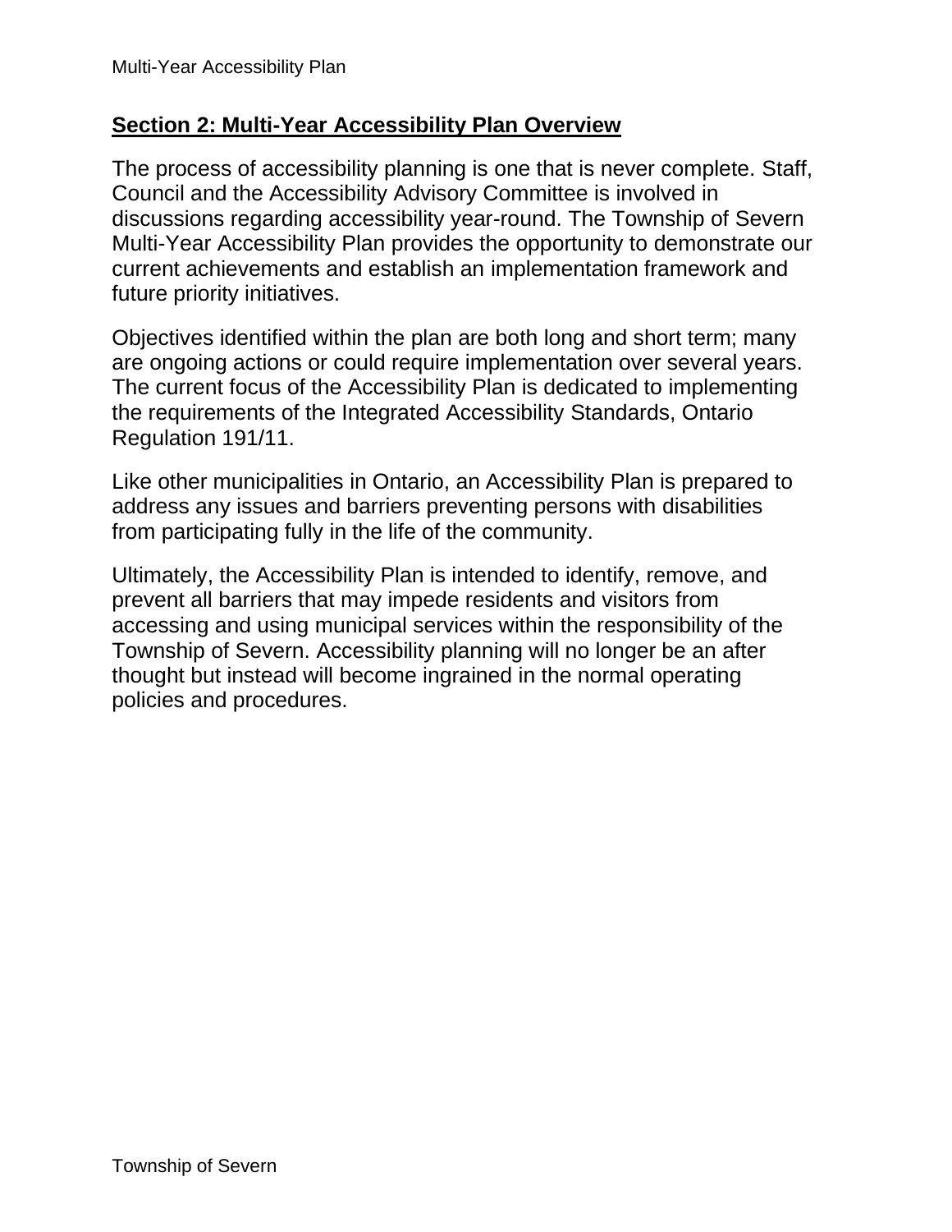## Section 2: Multi-Year Accessibility Plan Overview

The process of accessibility planning is one that is never complete. Staff, Council and the Accessibility Advisory Committee is involved in discussions regarding accessibility year-round. The Township of Severn Multi-Year Accessibility Plan provides the opportunity to demonstrate our current achievements and establish an implementation framework and future priority initiatives.

Objectives identified within the plan are both long and short term; many are ongoing actions or could require implementation over several years. The current focus of the Accessibility Plan is dedicated to implementing the requirements of the Integrated Accessibility Standards, Ontario Regulation 191/11.

Like other municipalities in Ontario, an Accessibility Plan is prepared to address any issues and barriers preventing persons with disabilities from participating fully in the life of the community.

Ultimately, the Accessibility Plan is intended to identify, remove, and prevent all barriers that may impede residents and visitors from accessing and using municipal services within the responsibility of the Township of Severn. Accessibility planning will no longer be an after thought but instead will become ingrained in the normal operating policies and procedures.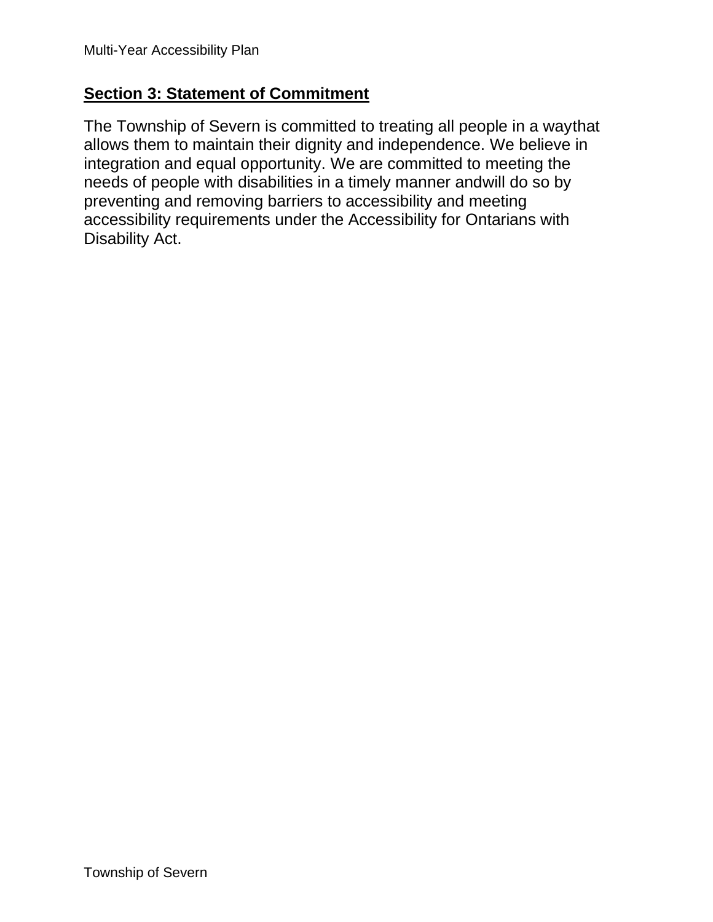## Section 3: Statement of Commitment

The Township of Severn is committed to treating all people in a waythat allows them to maintain their dignity and independence. We believe in integration and equal opportunity. We are committed to meeting the needs of people with disabilities in a timely manner andwill do so by preventing and removing barriers to accessibility and meeting accessibility requirements under the Accessibility for Ontarians with Disability Act.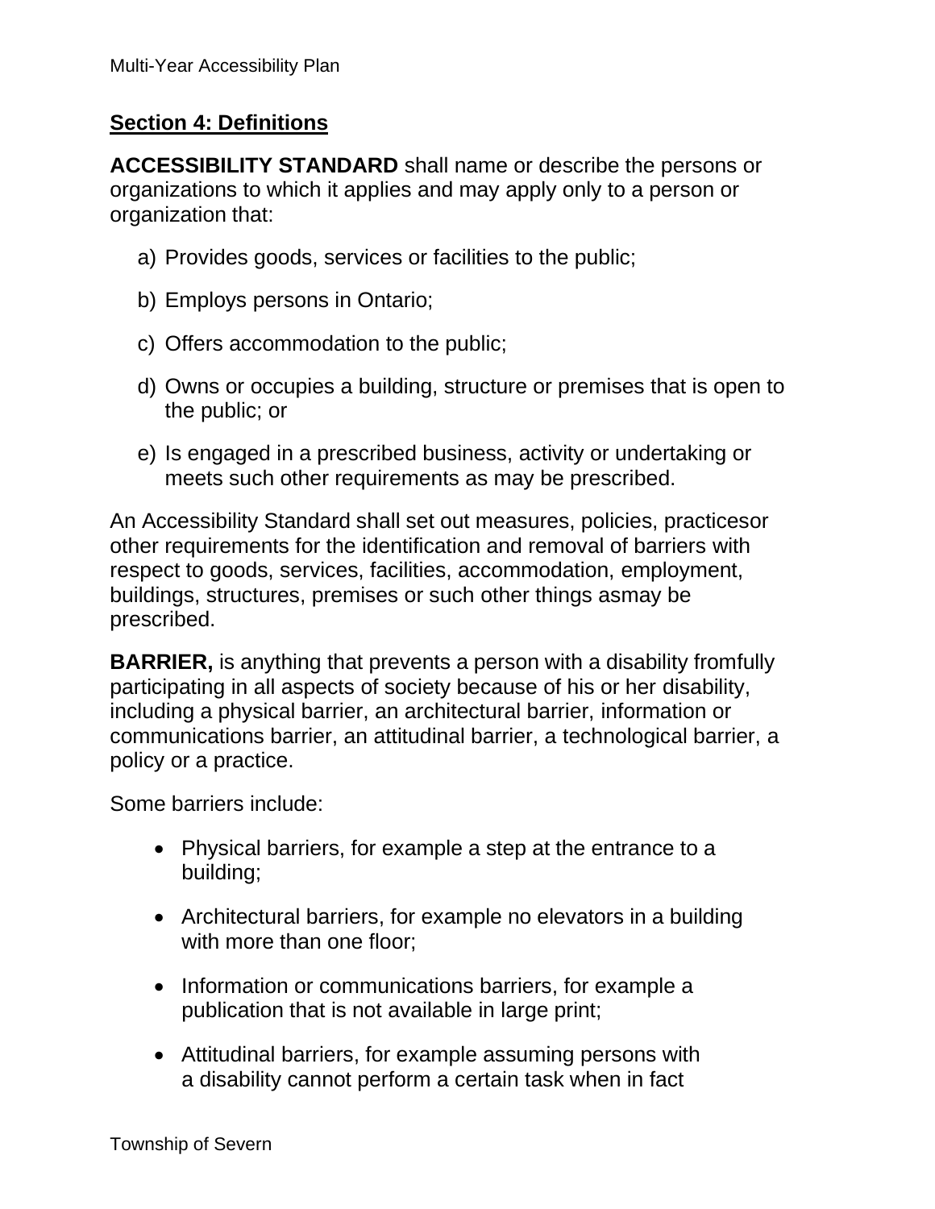## Section 4: Definitions

**ACCESSIBILITY STANDARD** shall name or describe the persons or organizations to which it applies and may apply only to a person or organization that:

a) Provides goods, services or facilities to the public;

b) Employs persons in Ontario;

c) Offers accommodation to the public;

d) Owns or occupies a building, structure or premises that is open to the public; or

e) Is engaged in a prescribed business, activity or undertaking or meets such other requirements as may be prescribed.

An Accessibility Standard shall set out measures, policies, practicesor other requirements for the identification and removal of barriers with respect to goods, services, facilities, accommodation, employment, buildings, structures, premises or such other things asmay be prescribed.

**BARRIER,** is anything that prevents a person with a disability fromfully participating in all aspects of society because of his or her disability, including a physical barrier, an architectural barrier, information or communications barrier, an attitudinal barrier, a technological barrier, a policy or a practice.

Some barriers include:

- Physical barriers, for example a step at the entrance to a building;
- Architectural barriers, for example no elevators in a building with more than one floor;
- Information or communications barriers, for example a publication that is not available in large print;
- Attitudinal barriers, for example assuming persons with a disability cannot perform a certain task when in fact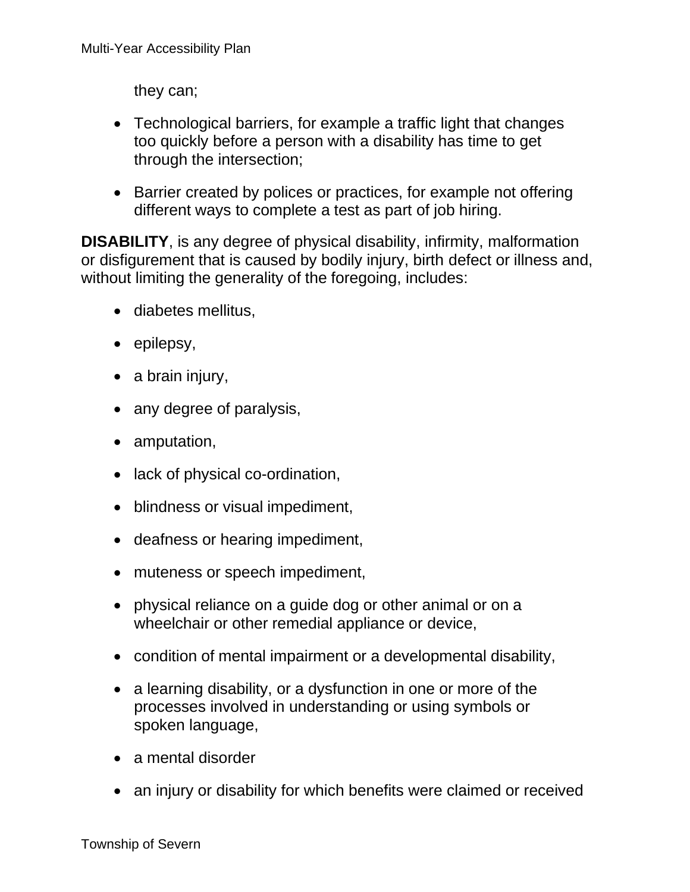they can;

- Technological barriers, for example a traffic light that changes too quickly before a person with a disability has time to get through the intersection;

- Barrier created by polices or practices, for example not offering different ways to complete a test as part of job hiring.

**DISABILITY**, is any degree of physical disability, infirmity, malformation or disfigurement that is caused by bodily injury, birth defect or illness and, without limiting the generality of the foregoing, includes:

- diabetes mellitus,
- epilepsy,
- a brain injury,
- any degree of paralysis,
- amputation,
- lack of physical co-ordination,
- blindness or visual impediment,
- deafness or hearing impediment,
- muteness or speech impediment,
- physical reliance on a guide dog or other animal or on a wheelchair or other remedial appliance or device,
- condition of mental impairment or a developmental disability,
- a learning disability, or a dysfunction in one or more of the processes involved in understanding or using symbols or spoken language,
- a mental disorder
- an injury or disability for which benefits were claimed or received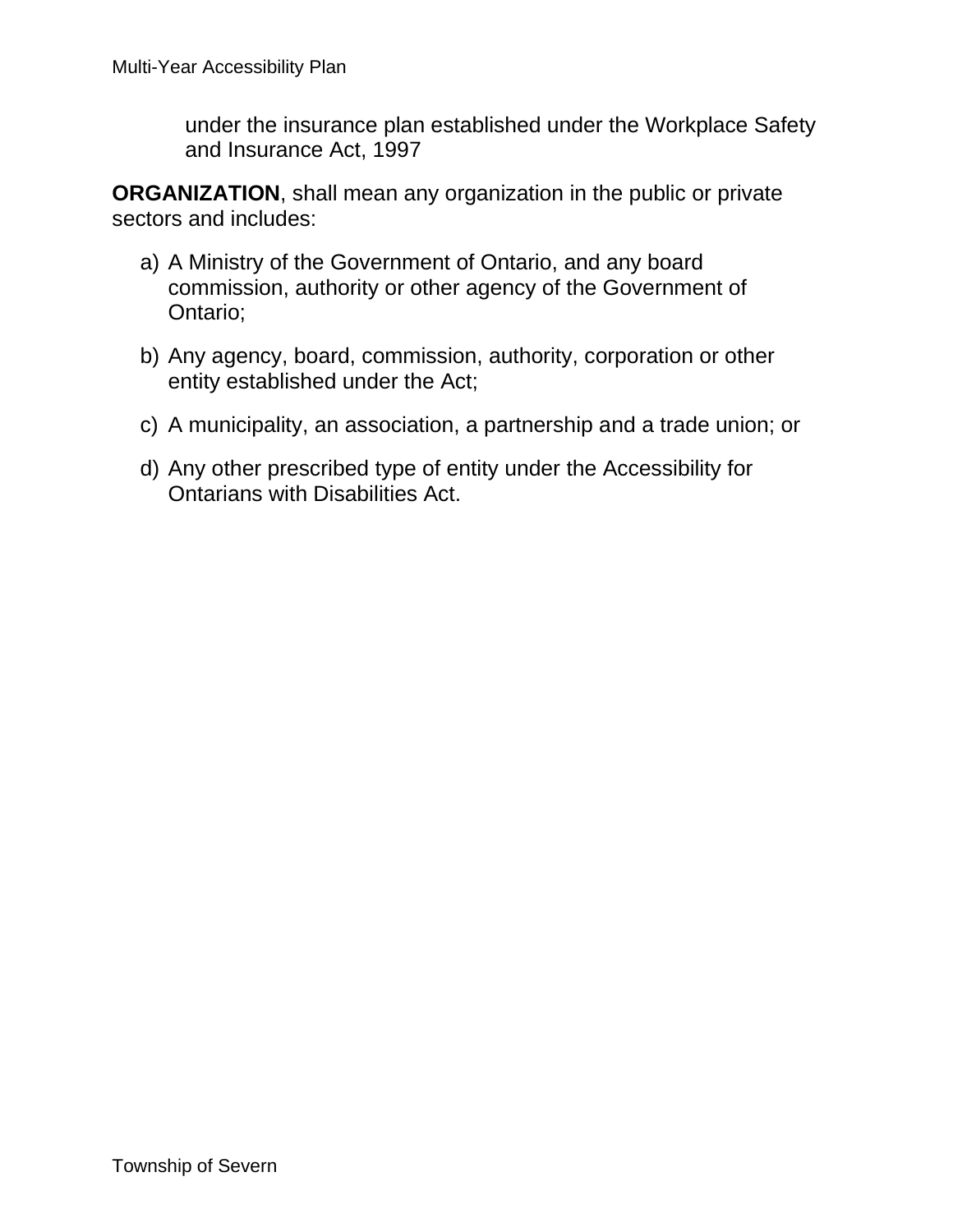under the insurance plan established under the Workplace Safety and Insurance Act, 1997

**ORGANIZATION**, shall mean any organization in the public or private sectors and includes:

a) A Ministry of the Government of Ontario, and any board commission, authority or other agency of the Government of Ontario;

b) Any agency, board, commission, authority, corporation or other entity established under the Act;

c) A municipality, an association, a partnership and a trade union; or

d) Any other prescribed type of entity under the Accessibility for Ontarians with Disabilities Act.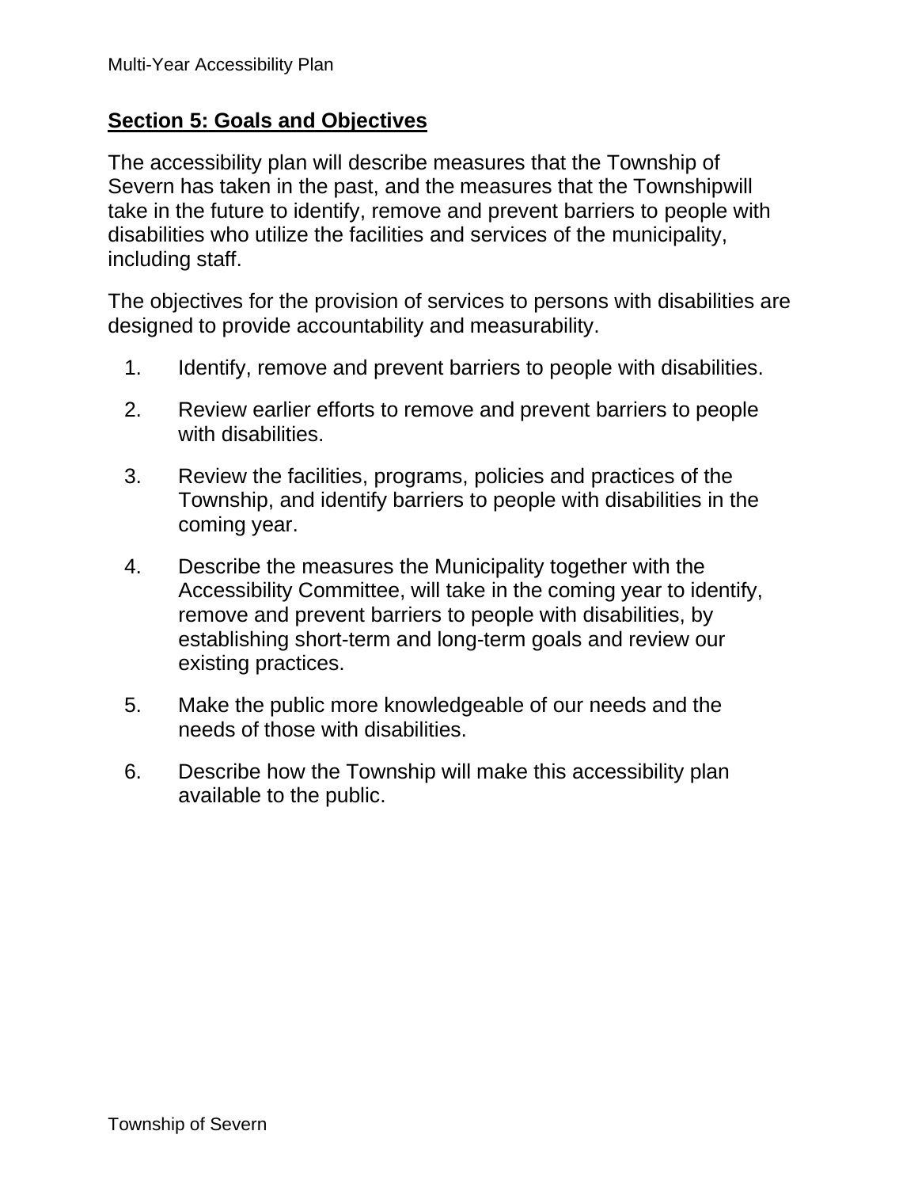## Section 5: Goals and Objectives

The accessibility plan will describe measures that the Township of Severn has taken in the past, and the measures that the Townshipwill take in the future to identify, remove and prevent barriers to people with disabilities who utilize the facilities and services of the municipality, including staff.

The objectives for the provision of services to persons with disabilities are designed to provide accountability and measurability.

1. Identify, remove and prevent barriers to people with disabilities.
2. Review earlier efforts to remove and prevent barriers to people with disabilities.
3. Review the facilities, programs, policies and practices of the Township, and identify barriers to people with disabilities in the coming year.
4. Describe the measures the Municipality together with the Accessibility Committee, will take in the coming year to identify, remove and prevent barriers to people with disabilities, by establishing short-term and long-term goals and review our existing practices.
5. Make the public more knowledgeable of our needs and the needs of those with disabilities.
6. Describe how the Township will make this accessibility plan available to the public.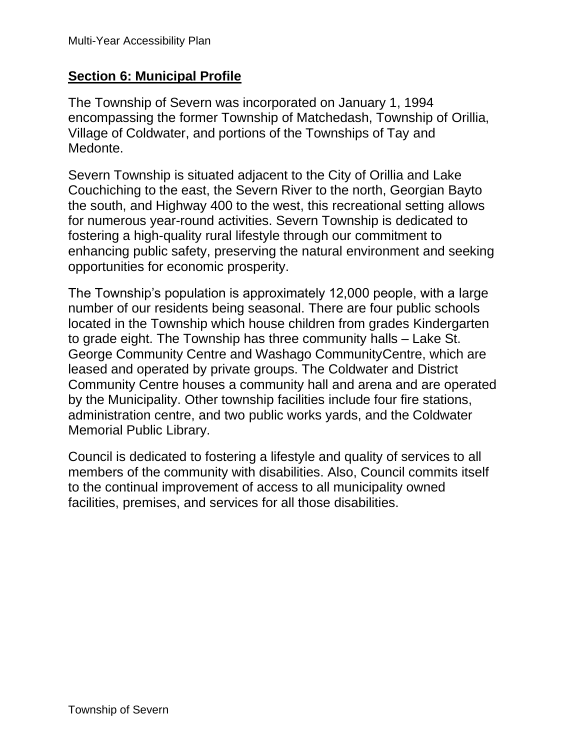## Section 6: Municipal Profile

The Township of Severn was incorporated on January 1, 1994 encompassing the former Township of Matchedash, Township of Orillia, Village of Coldwater, and portions of the Townships of Tay and Medonte.

Severn Township is situated adjacent to the City of Orillia and Lake Couchiching to the east, the Severn River to the north, Georgian Bayto the south, and Highway 400 to the west, this recreational setting allows for numerous year-round activities. Severn Township is dedicated to fostering a high-quality rural lifestyle through our commitment to enhancing public safety, preserving the natural environment and seeking opportunities for economic prosperity.

The Township's population is approximately 12,000 people, with a large number of our residents being seasonal. There are four public schools located in the Township which house children from grades Kindergarten to grade eight. The Township has three community halls – Lake St. George Community Centre and Washago CommunityCentre, which are leased and operated by private groups. The Coldwater and District Community Centre houses a community hall and arena and are operated by the Municipality. Other township facilities include four fire stations, administration centre, and two public works yards, and the Coldwater Memorial Public Library.

Council is dedicated to fostering a lifestyle and quality of services to all members of the community with disabilities. Also, Council commits itself to the continual improvement of access to all municipality owned facilities, premises, and services for all those disabilities.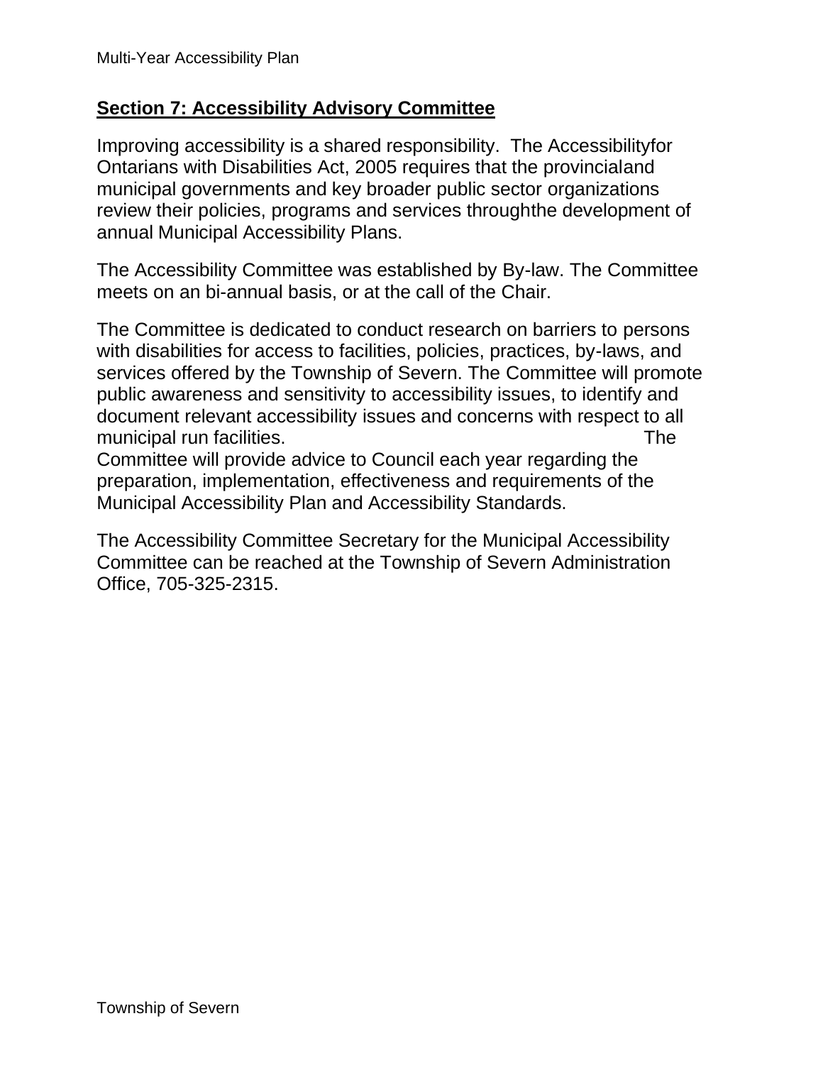## Section 7: Accessibility Advisory Committee

Improving accessibility is a shared responsibility. The Accessibilityfor Ontarians with Disabilities Act, 2005 requires that the provincialand municipal governments and key broader public sector organizations review their policies, programs and services throughthe development of annual Municipal Accessibility Plans.

The Accessibility Committee was established by By-law. The Committee meets on an bi-annual basis, or at the call of the Chair.

The Committee is dedicated to conduct research on barriers to persons with disabilities for access to facilities, policies, practices, by-laws, and services offered by the Township of Severn. The Committee will promote public awareness and sensitivity to accessibility issues, to identify and document relevant accessibility issues and concerns with respect to all municipal run facilities. The Committee will provide advice to Council each year regarding the preparation, implementation, effectiveness and requirements of the Municipal Accessibility Plan and Accessibility Standards.

The Accessibility Committee Secretary for the Municipal Accessibility Committee can be reached at the Township of Severn Administration Office, 705-325-2315.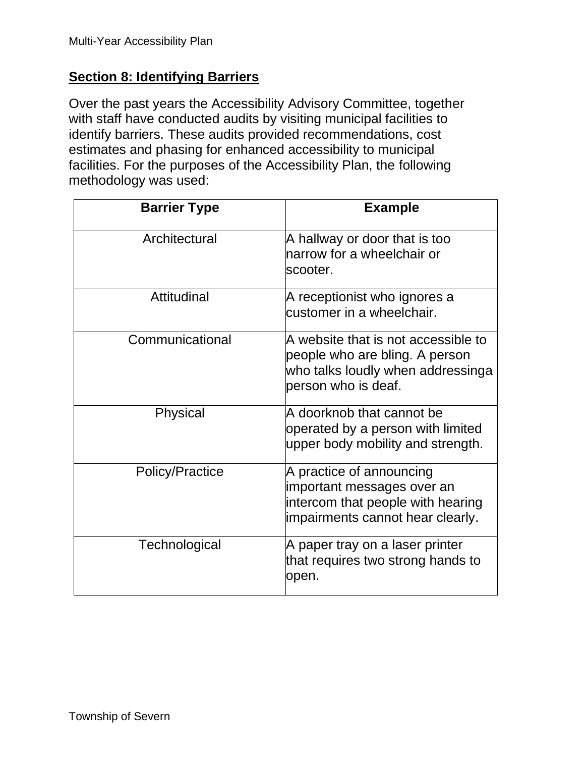## Section 8: Identifying Barriers

Over the past years the Accessibility Advisory Committee, together with staff have conducted audits by visiting municipal facilities to identify barriers. These audits provided recommendations, cost estimates and phasing for enhanced accessibility to municipal facilities. For the purposes of the Accessibility Plan, the following methodology was used:

| Barrier Type | Example |
|---|---|
| Architectural | A hallway or door that is too narrow for a wheelchair or scooter. |
| Attitudinal | A receptionist who ignores a customer in a wheelchair. |
| Communicational | A website that is not accessible to people who are bling. A person who talks loudly when addressinga person who is deaf. |
| Physical | A doorknob that cannot be operated by a person with limited upper body mobility and strength. |
| Policy/Practice | A practice of announcing important messages over an intercom that people with hearing impairments cannot hear clearly. |
| Technological | A paper tray on a laser printer that requires two strong hands to open. |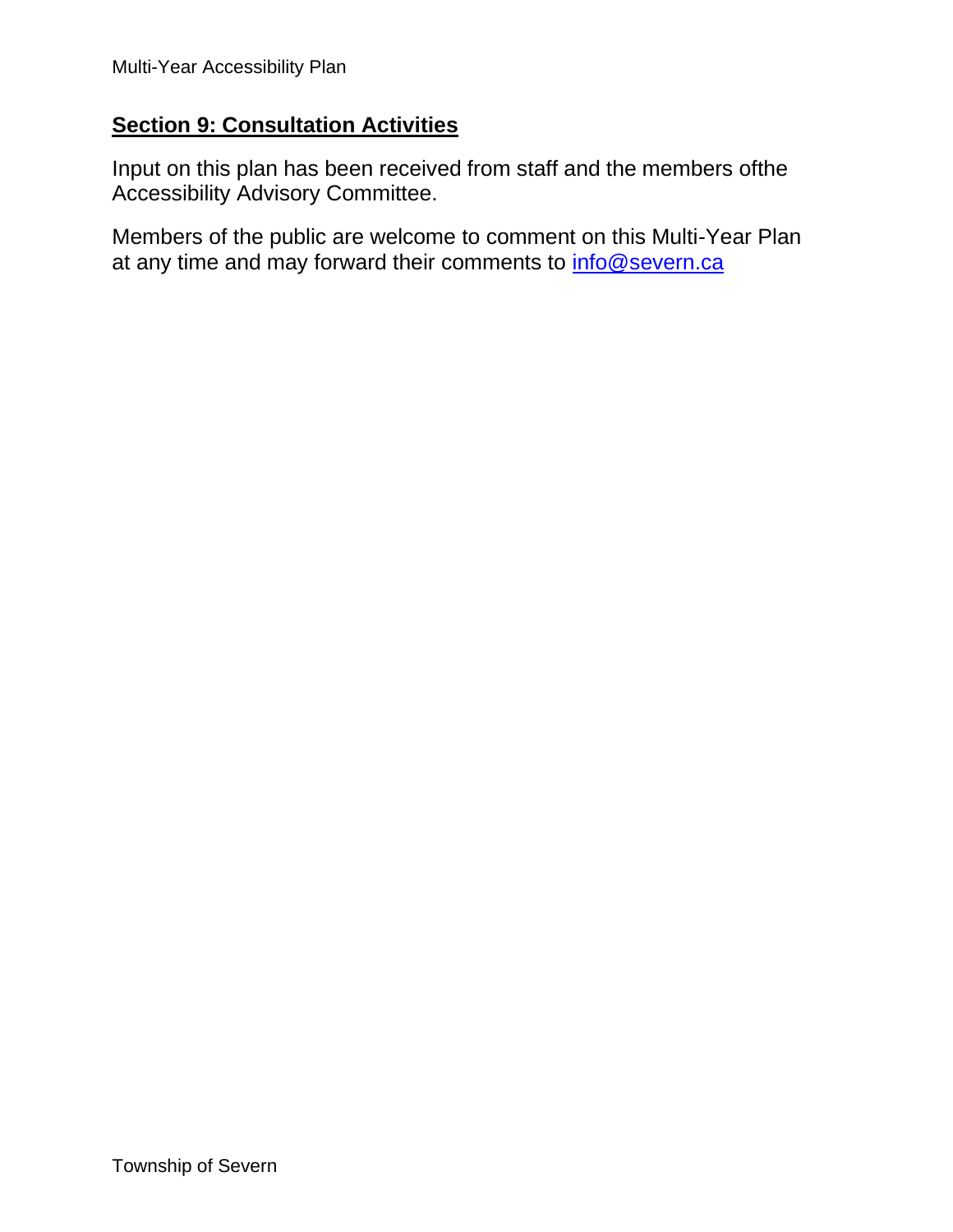## Section 9: Consultation Activities

Input on this plan has been received from staff and the members ofthe Accessibility Advisory Committee.

Members of the public are welcome to comment on this Multi-Year Plan at any time and may forward their comments to [info@severn.ca](mailto:info@severn.ca)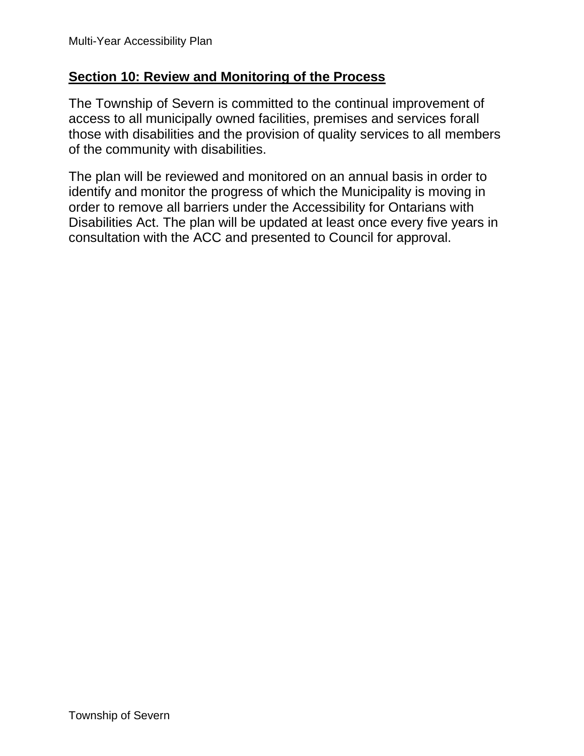## Section 10: Review and Monitoring of the Process

The Township of Severn is committed to the continual improvement of access to all municipally owned facilities, premises and services forall those with disabilities and the provision of quality services to all members of the community with disabilities.

The plan will be reviewed and monitored on an annual basis in order to identify and monitor the progress of which the Municipality is moving in order to remove all barriers under the Accessibility for Ontarians with Disabilities Act. The plan will be updated at least once every five years in consultation with the ACC and presented to Council for approval.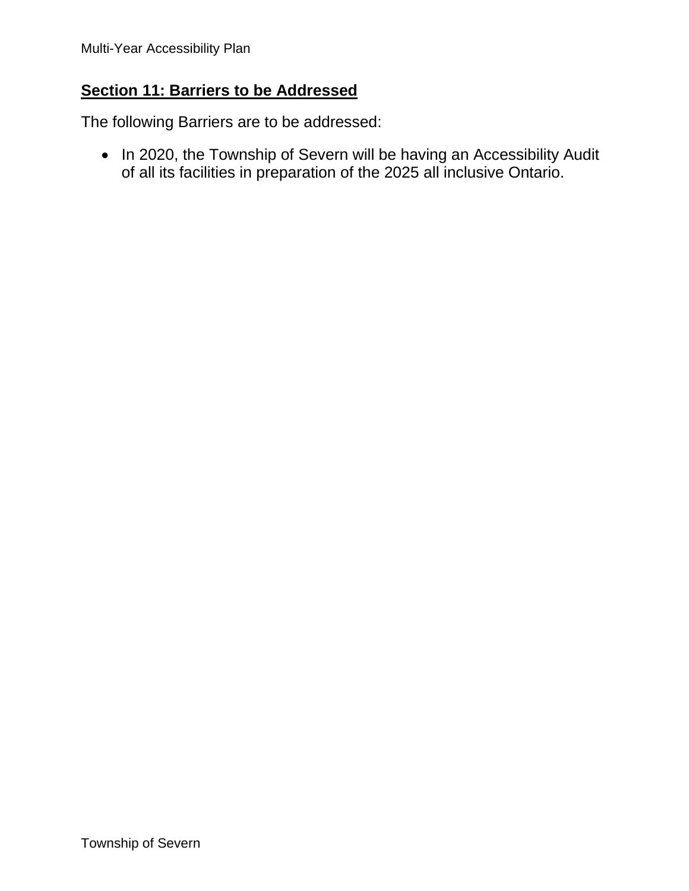## Section 11: Barriers to be Addressed

The following Barriers are to be addressed:

- In 2020, the Township of Severn will be having an Accessibility Audit of all its facilities in preparation of the 2025 all inclusive Ontario.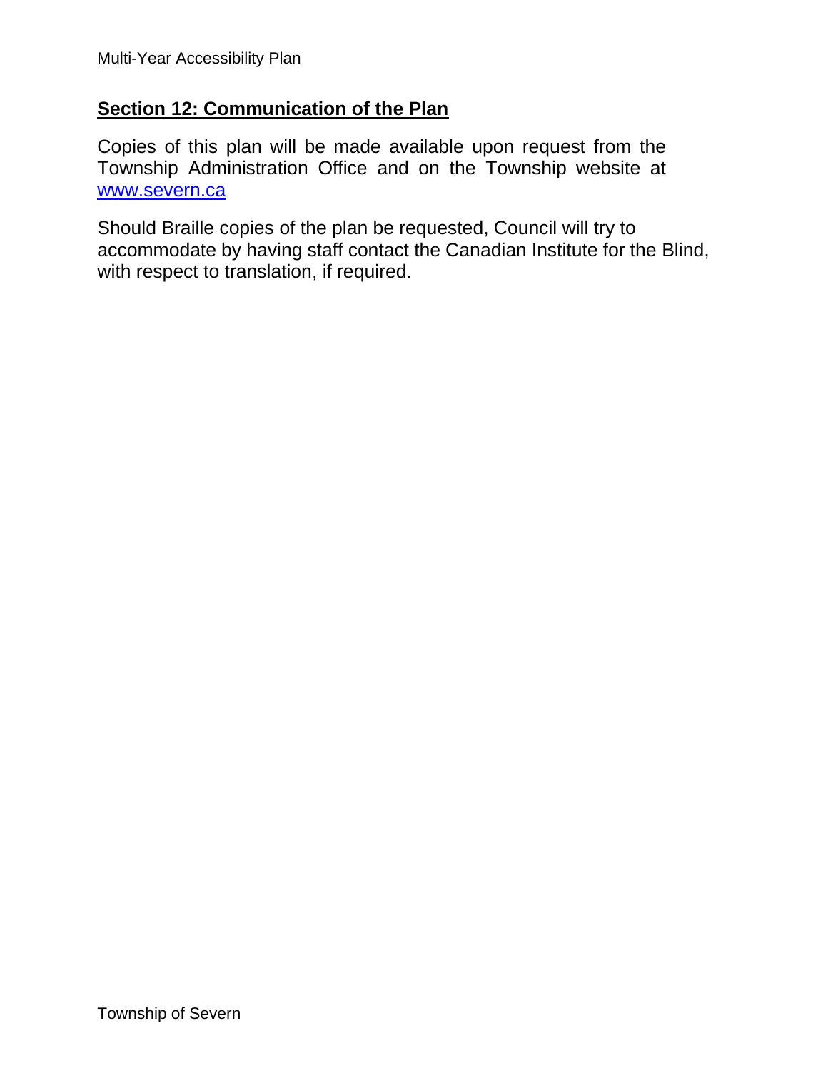## Section 12: Communication of the Plan

Copies of this plan will be made available upon request from the Township Administration Office and on the Township website at www.severn.ca

Should Braille copies of the plan be requested, Council will try to accommodate by having staff contact the Canadian Institute for the Blind, with respect to translation, if required.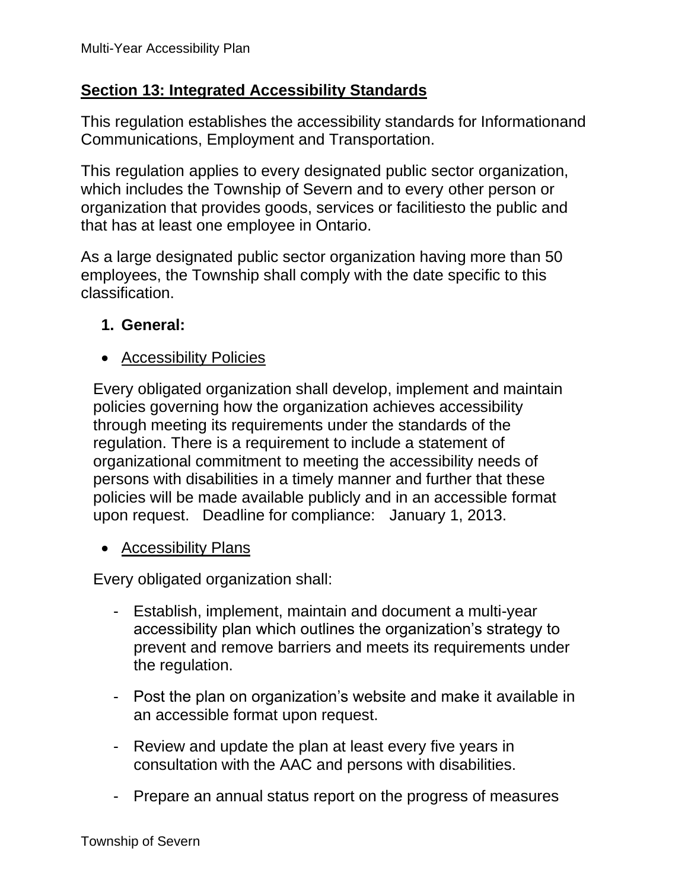## Section 13: Integrated Accessibility Standards

This regulation establishes the accessibility standards for Informationand Communications, Employment and Transportation.

This regulation applies to every designated public sector organization, which includes the Township of Severn and to every other person or organization that provides goods, services or facilitiesto the public and that has at least one employee in Ontario.

As a large designated public sector organization having more than 50 employees, the Township shall comply with the date specific to this classification.

1. **General:**

- Accessibility Policies

Every obligated organization shall develop, implement and maintain policies governing how the organization achieves accessibility through meeting its requirements under the standards of the regulation. There is a requirement to include a statement of organizational commitment to meeting the accessibility needs of persons with disabilities in a timely manner and further that these policies will be made available publicly and in an accessible format upon request. Deadline for compliance: January 1, 2013.

- Accessibility Plans

Every obligated organization shall:

- Establish, implement, maintain and document a multi-year accessibility plan which outlines the organization's strategy to prevent and remove barriers and meets its requirements under the regulation.
- Post the plan on organization's website and make it available in an accessible format upon request.
- Review and update the plan at least every five years in consultation with the AAC and persons with disabilities.
- Prepare an annual status report on the progress of measures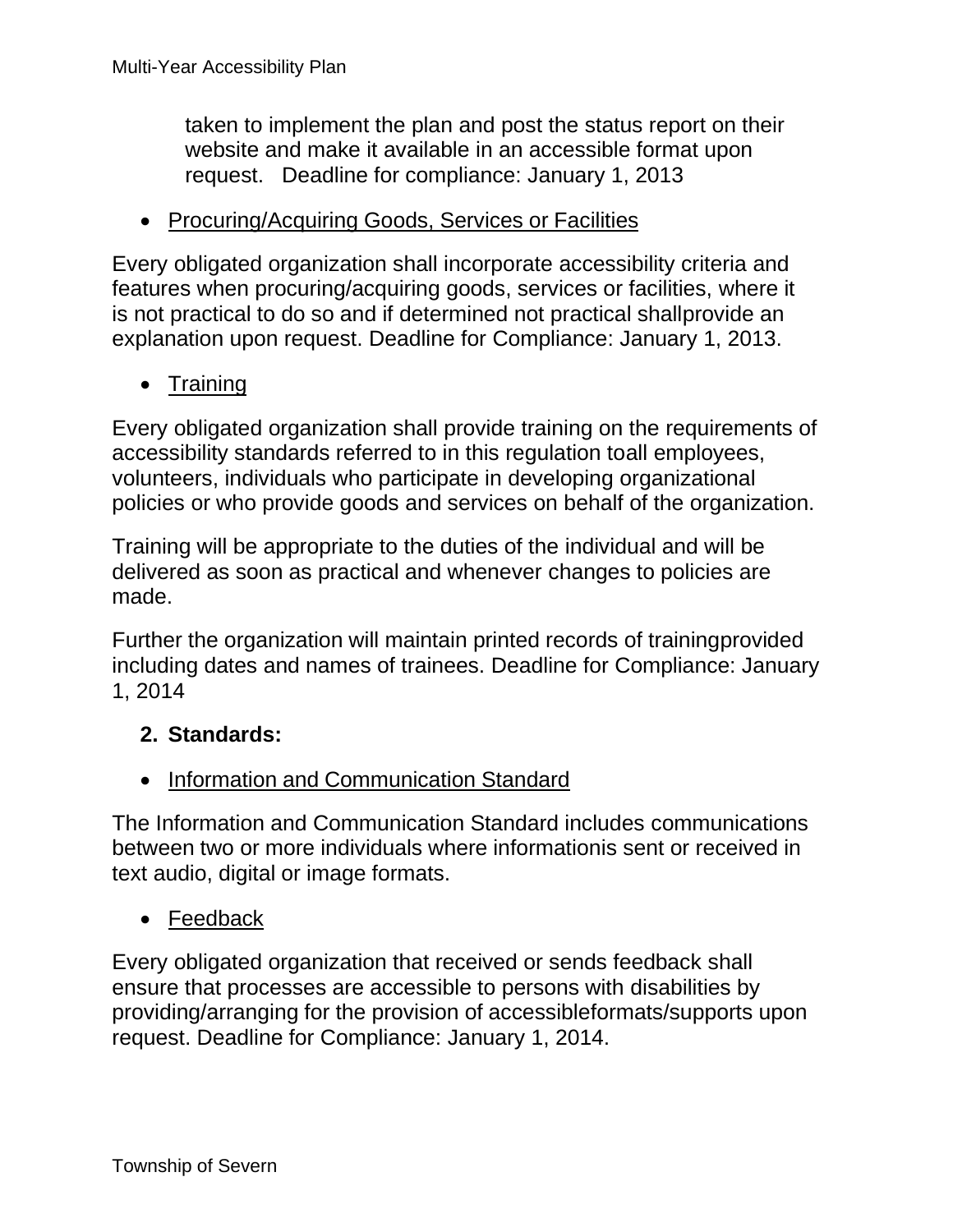taken to implement the plan and post the status report on their website and make it available in an accessible format upon request.   Deadline for compliance: January 1, 2013

- <u>Procuring/Acquiring Goods, Services or Facilities</u>

Every obligated organization shall incorporate accessibility criteria and features when procuring/acquiring goods, services or facilities, where it is not practical to do so and if determined not practical shallprovide an explanation upon request. Deadline for Compliance: January 1, 2013.

- <u>Training</u>

Every obligated organization shall provide training on the requirements of accessibility standards referred to in this regulation toall employees, volunteers, individuals who participate in developing organizational policies or who provide goods and services on behalf of the organization.

Training will be appropriate to the duties of the individual and will be delivered as soon as practical and whenever changes to policies are made.

Further the organization will maintain printed records of trainingprovided including dates and names of trainees. Deadline for Compliance: January 1, 2014

**2. Standards:**

- <u>Information and Communication Standard</u>

The Information and Communication Standard includes communications between two or more individuals where informationis sent or received in text audio, digital or image formats.

- <u>Feedback</u>

Every obligated organization that received or sends feedback shall ensure that processes are accessible to persons with disabilities by providing/arranging for the provision of accessibleformats/supports upon request. Deadline for Compliance: January 1, 2014.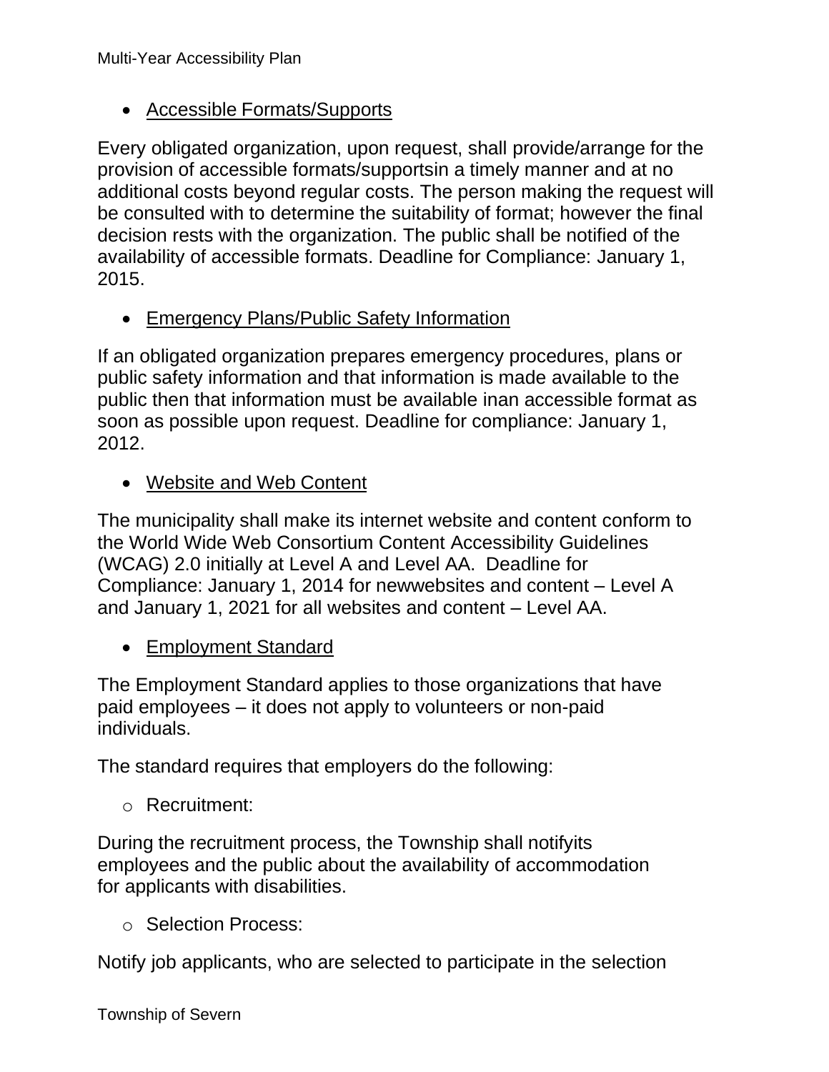- <u>Accessible Formats/Supports</u>

Every obligated organization, upon request, shall provide/arrange for the provision of accessible formats/supportsin a timely manner and at no additional costs beyond regular costs. The person making the request will be consulted with to determine the suitability of format; however the final decision rests with the organization. The public shall be notified of the availability of accessible formats. Deadline for Compliance: January 1, 2015.

- <u>Emergency Plans/Public Safety Information</u>

If an obligated organization prepares emergency procedures, plans or public safety information and that information is made available to the public then that information must be available inan accessible format as soon as possible upon request. Deadline for compliance: January 1, 2012.

- <u>Website and Web Content</u>

The municipality shall make its internet website and content conform to the World Wide Web Consortium Content Accessibility Guidelines (WCAG) 2.0 initially at Level A and Level AA. Deadline for Compliance: January 1, 2014 for newwebsites and content – Level A and January 1, 2021 for all websites and content – Level AA.

- <u>Employment Standard</u>

The Employment Standard applies to those organizations that have paid employees – it does not apply to volunteers or non-paid individuals.

The standard requires that employers do the following:

- Recruitment:

During the recruitment process, the Township shall notifyits employees and the public about the availability of accommodation for applicants with disabilities.

- Selection Process:

Notify job applicants, who are selected to participate in the selection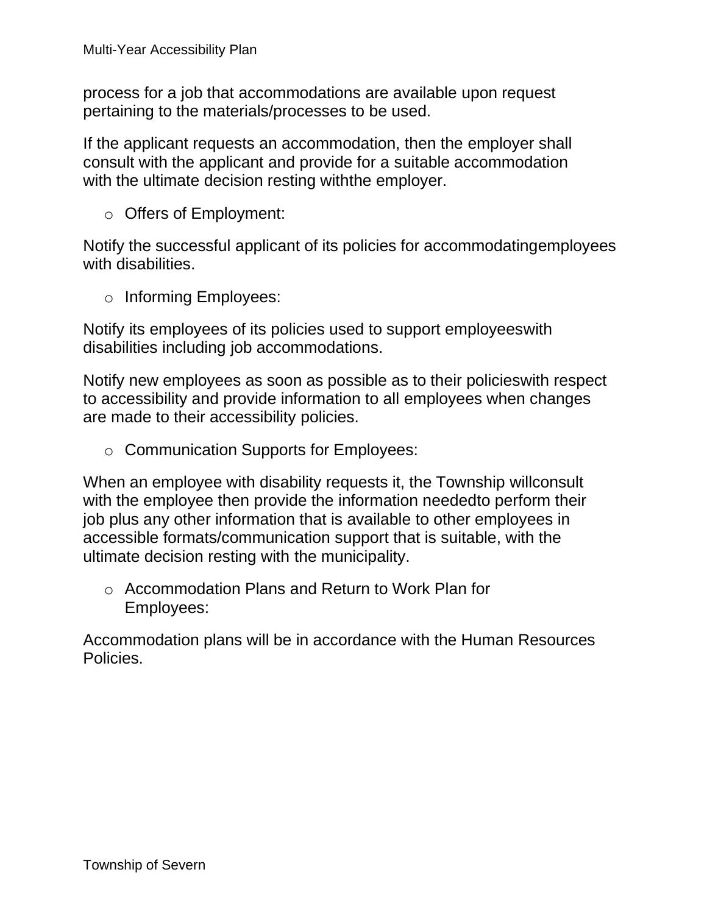process for a job that accommodations are available upon request pertaining to the materials/processes to be used.

If the applicant requests an accommodation, then the employer shall consult with the applicant and provide for a suitable accommodation with the ultimate decision resting withthe employer.

- Offers of Employment:

Notify the successful applicant of its policies for accommodatingemployees with disabilities.

- Informing Employees:

Notify its employees of its policies used to support employeeswith disabilities including job accommodations.

Notify new employees as soon as possible as to their policieswith respect to accessibility and provide information to all employees when changes are made to their accessibility policies.

- Communication Supports for Employees:

When an employee with disability requests it, the Township willconsult with the employee then provide the information neededto perform their job plus any other information that is available to other employees in accessible formats/communication support that is suitable, with the ultimate decision resting with the municipality.

- Accommodation Plans and Return to Work Plan for Employees:

Accommodation plans will be in accordance with the Human Resources Policies.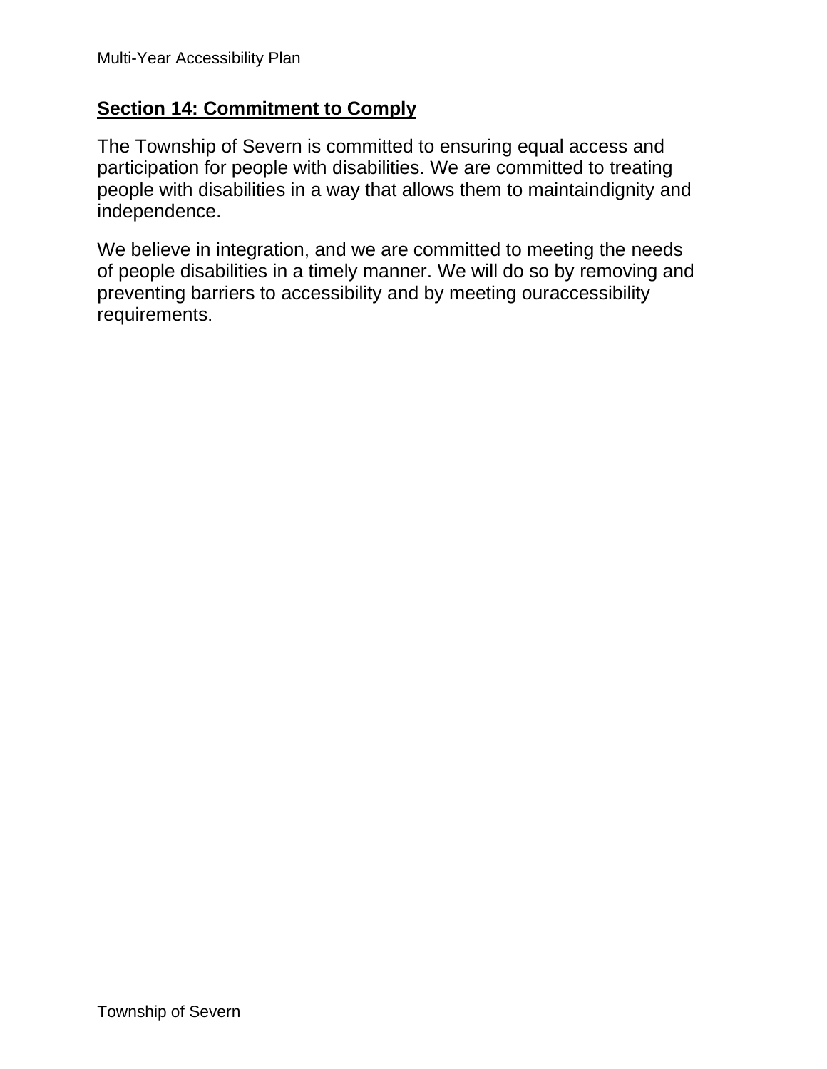## Section 14: Commitment to Comply

The Township of Severn is committed to ensuring equal access and participation for people with disabilities. We are committed to treating people with disabilities in a way that allows them to maintaindignity and independence.

We believe in integration, and we are committed to meeting the needs of people disabilities in a timely manner. We will do so by removing and preventing barriers to accessibility and by meeting ouraccessibility requirements.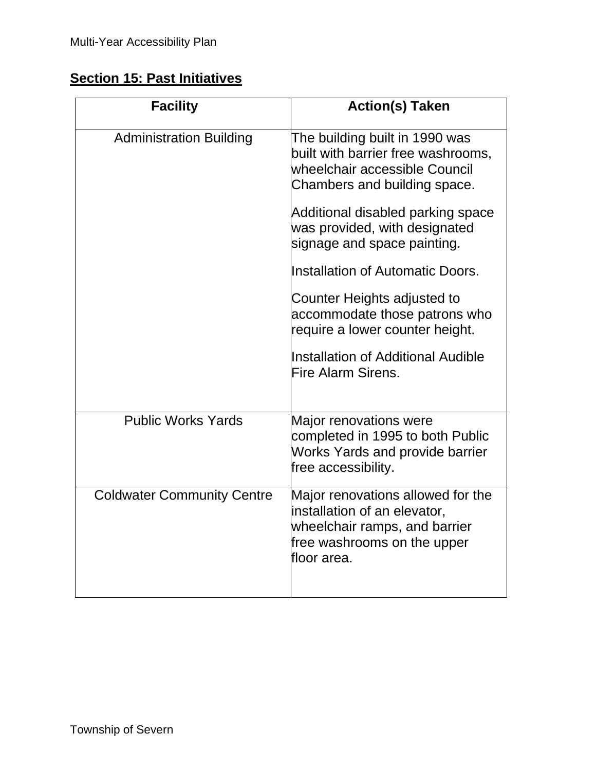## Section 15: Past Initiatives

| Facility | Action(s) Taken |
|---|---|
| Administration Building | The building built in 1990 was built with barrier free washrooms, wheelchair accessible Council Chambers and building space.<br><br>Additional disabled parking space was provided, with designated signage and space painting.<br><br>Installation of Automatic Doors.<br><br>Counter Heights adjusted to accommodate those patrons who require a lower counter height.<br><br>Installation of Additional Audible Fire Alarm Sirens. |
| Public Works Yards | Major renovations were completed in 1995 to both Public Works Yards and provide barrier free accessibility. |
| Coldwater Community Centre | Major renovations allowed for the installation of an elevator, wheelchair ramps, and barrier free washrooms on the upper floor area. |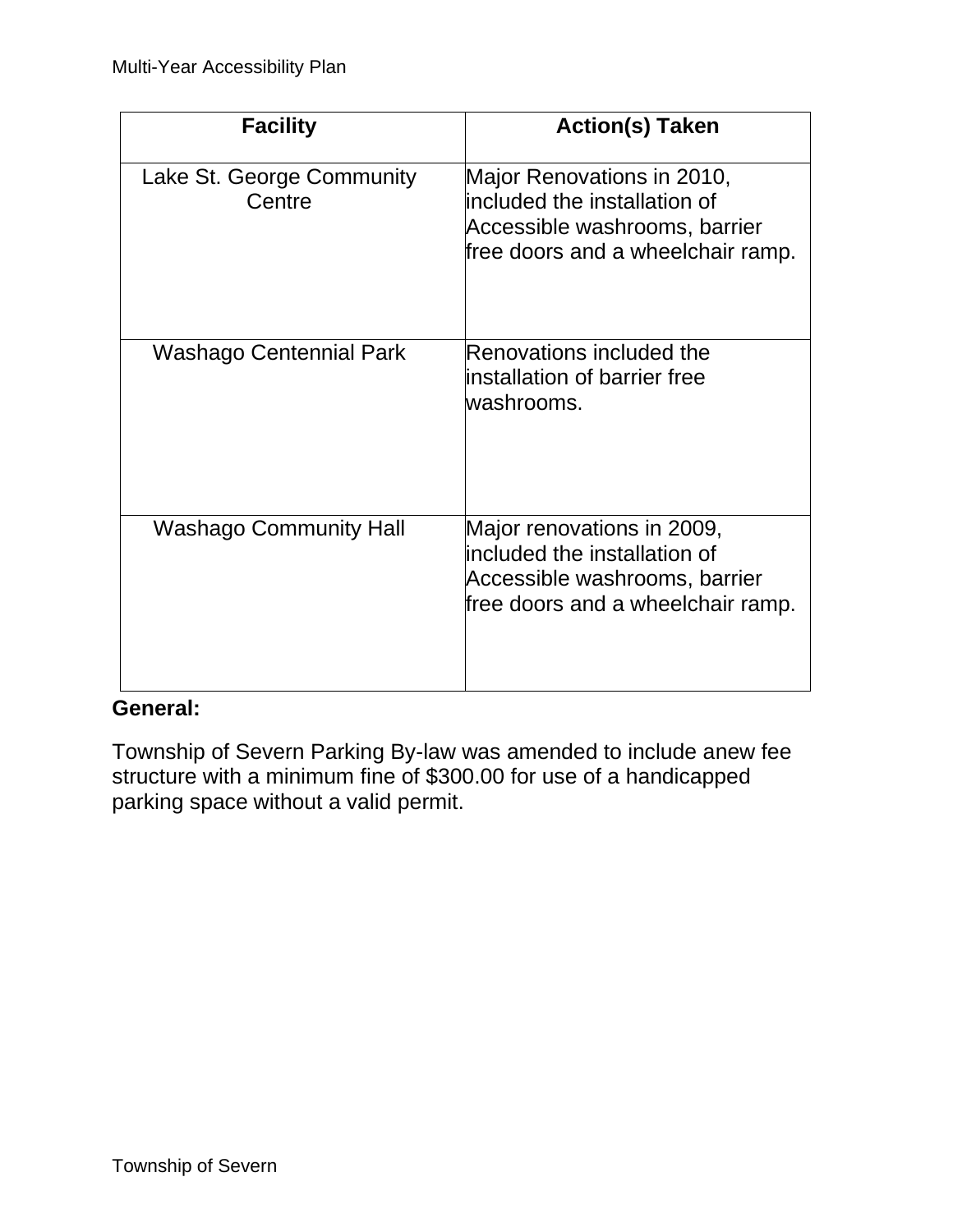| Facility | Action(s) Taken |
| --- | --- |
| Lake St. George Community Centre | Major Renovations in 2010, included the installation of Accessible washrooms, barrier free doors and a wheelchair ramp. |
| Washago Centennial Park | Renovations included the installation of barrier free washrooms. |
| Washago Community Hall | Major renovations in 2009, included the installation of Accessible washrooms, barrier free doors and a wheelchair ramp. |

**General:**

Township of Severn Parking By-law was amended to include anew fee structure with a minimum fine of $300.00 for use of a handicapped parking space without a valid permit.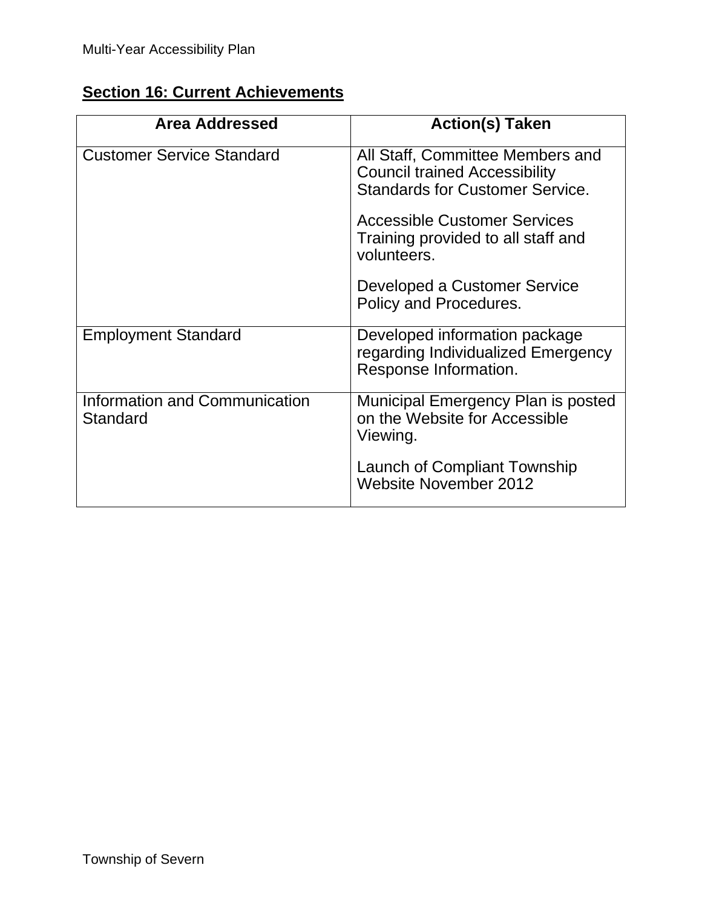## Section 16: Current Achievements

| Area Addressed | Action(s) Taken |
|---|---|
| Customer Service Standard | All Staff, Committee Members and Council trained Accessibility Standards for Customer Service.<br><br>Accessible Customer Services Training provided to all staff and volunteers.<br><br>Developed a Customer Service Policy and Procedures. |
| Employment Standard | Developed information package regarding Individualized Emergency Response Information. |
| Information and Communication Standard | Municipal Emergency Plan is posted on the Website for Accessible Viewing.<br><br>Launch of Compliant Township Website November 2012 |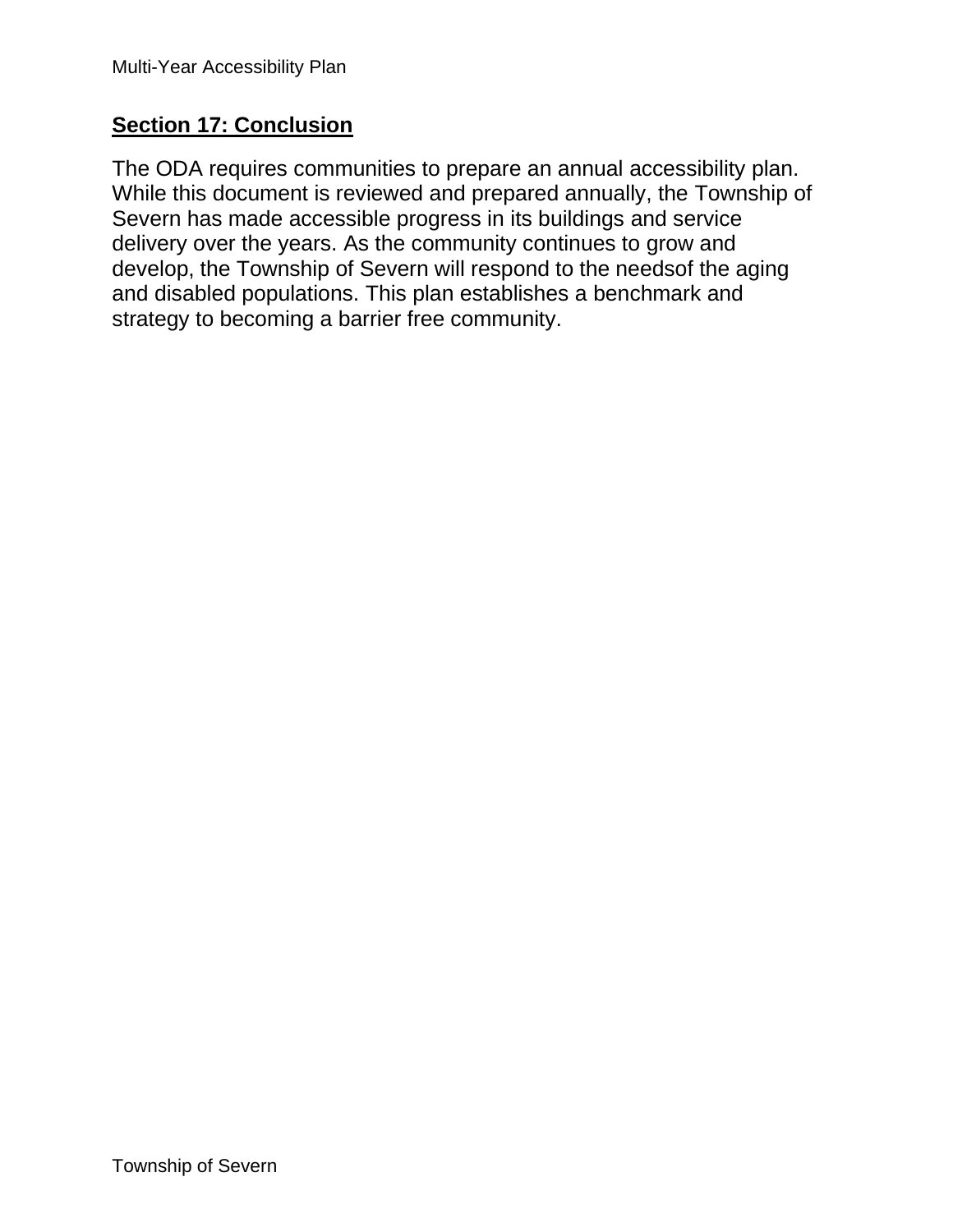## **Section 17: Conclusion**

The ODA requires communities to prepare an annual accessibility plan. While this document is reviewed and prepared annually, the Township of Severn has made accessible progress in its buildings and service delivery over the years. As the community continues to grow and develop, the Township of Severn will respond to the needsof the aging and disabled populations. This plan establishes a benchmark and strategy to becoming a barrier free community.